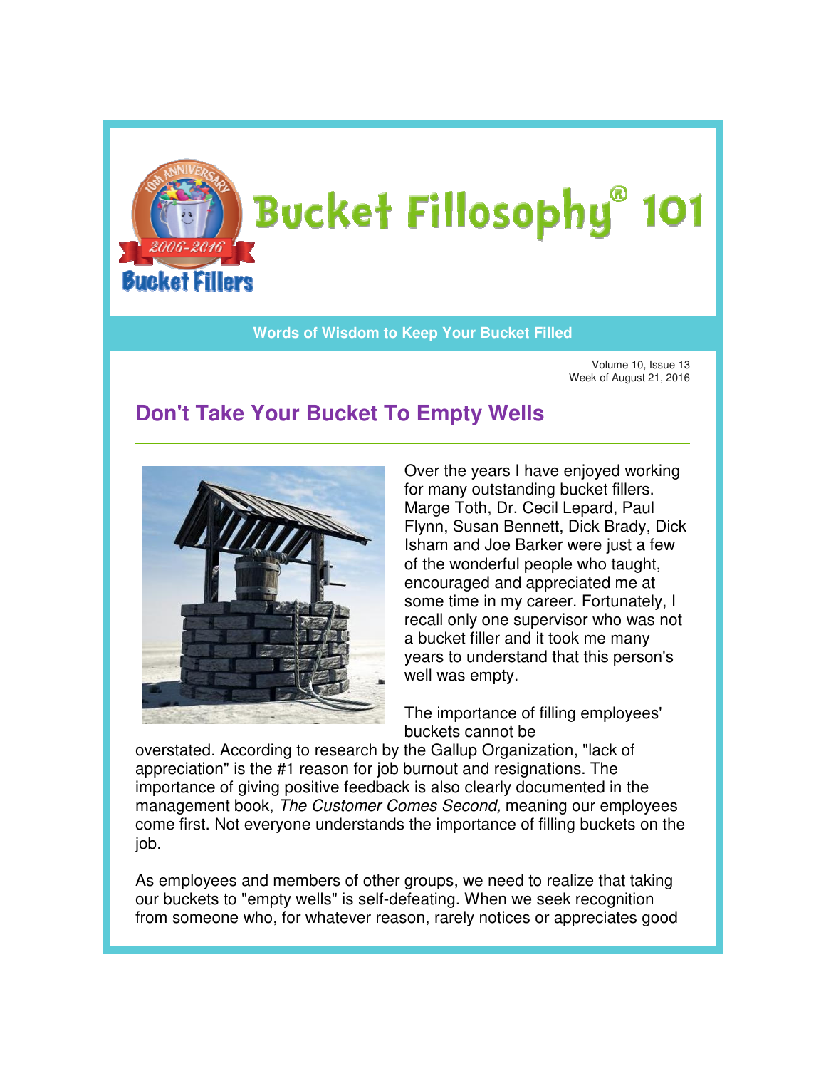# Bucket Fillosophy® 101

**Words of Wisdom to Keep Your Bucket Filled**

Volume 10, Issue 13
Week of August 21, 2016

## Don't Take Your Bucket To Empty Wells

Over the years I have enjoyed working for many outstanding bucket fillers. Marge Toth, Dr. Cecil Lepard, Paul Flynn, Susan Bennett, Dick Brady, Dick Isham and Joe Barker were just a few of the wonderful people who taught, encouraged and appreciated me at some time in my career. Fortunately, I recall only one supervisor who was not a bucket filler and it took me many years to understand that this person's well was empty.

The importance of filling employees' buckets cannot be overstated. According to research by the Gallup Organization, "lack of appreciation" is the #1 reason for job burnout and resignations. The importance of giving positive feedback is also clearly documented in the management book, *The Customer Comes Second,* meaning our employees come first. Not everyone understands the importance of filling buckets on the job.

As employees and members of other groups, we need to realize that taking our buckets to "empty wells" is self-defeating. When we seek recognition from someone who, for whatever reason, rarely notices or appreciates good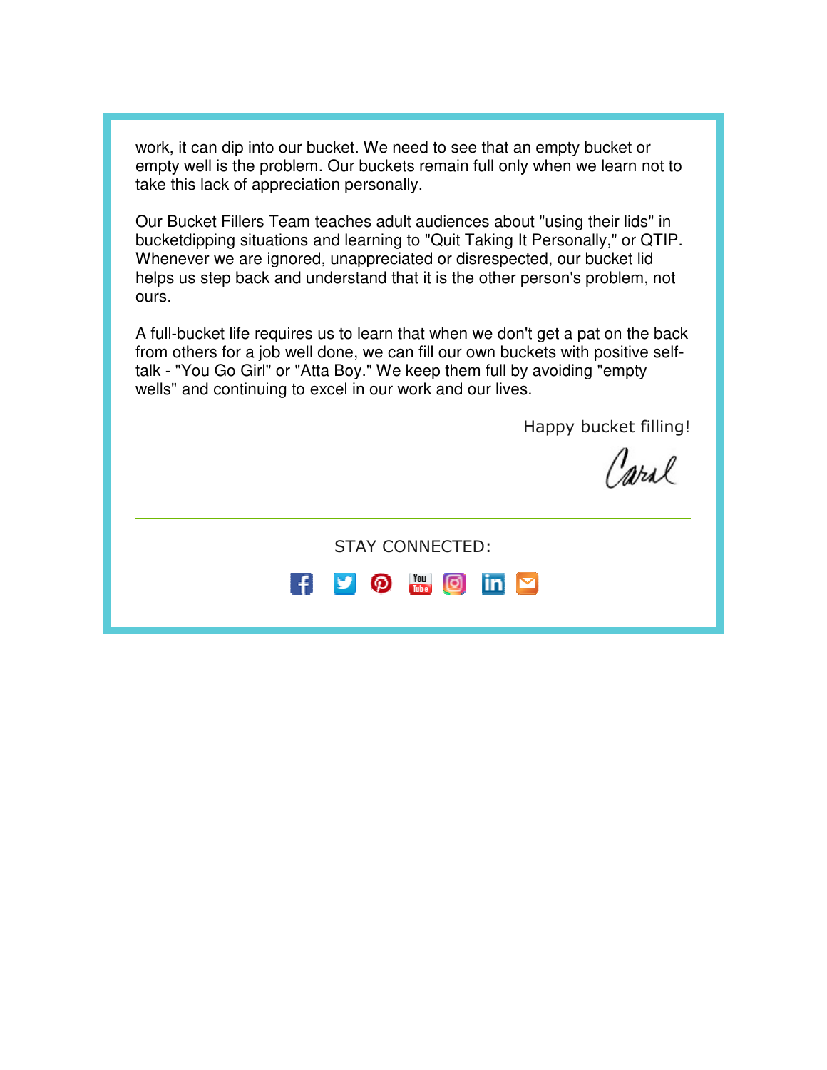work, it can dip into our bucket. We need to see that an empty bucket or empty well is the problem. Our buckets remain full only when we learn not to take this lack of appreciation personally.

Our Bucket Fillers Team teaches adult audiences about "using their lids" in bucketdipping situations and learning to "Quit Taking It Personally," or QTIP. Whenever we are ignored, unappreciated or disrespected, our bucket lid helps us step back and understand that it is the other person's problem, not ours.

A full-bucket life requires us to learn that when we don't get a pat on the back from others for a job well done, we can fill our own buckets with positive self-talk - "You Go Girl" or "Atta Boy." We keep them full by avoiding "empty wells" and continuing to excel in our work and our lives.

Happy bucket filling!

Carol

---

STAY CONNECTED: